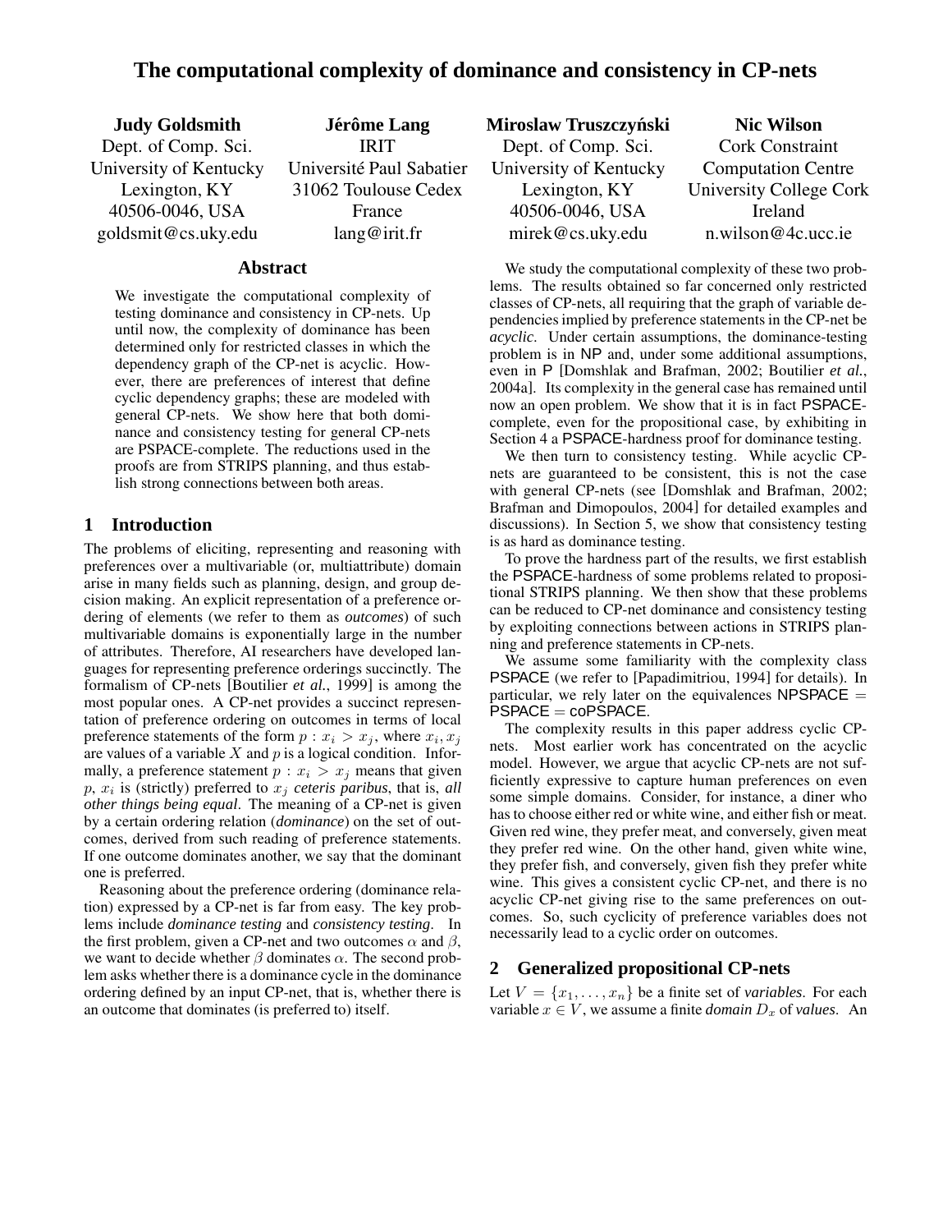# The computational complexity of dominance and consistency in CP-nets

**Judy Goldsmith**
Dept. of Comp. Sci.
University of Kentucky
Lexington, KY
40506-0046, USA
goldsmit@cs.uky.edu

**Jérôme Lang**
IRIT
Université Paul Sabatier
31062 Toulouse Cedex
France
lang@irit.fr

**Miroslaw Truszczyński**
Dept. of Comp. Sci.
University of Kentucky
Lexington, KY
40506-0046, USA
mirek@cs.uky.edu

**Nic Wilson**
Cork Constraint
Computation Centre
University College Cork
Ireland
n.wilson@4c.ucc.ie

## Abstract

We investigate the computational complexity of testing dominance and consistency in CP-nets. Up until now, the complexity of dominance has been determined only for restricted classes in which the dependency graph of the CP-net is acyclic. However, there are preferences of interest that define cyclic dependency graphs; these are modeled with general CP-nets. We show here that both dominance and consistency testing for general CP-nets are PSPACE-complete. The reductions used in the proofs are from STRIPS planning, and thus establish strong connections between both areas.

## 1 Introduction

The problems of eliciting, representing and reasoning with preferences over a multivariable (or, multiattribute) domain arise in many fields such as planning, design, and group decision making. An explicit representation of a preference ordering of elements (we refer to them as *outcomes*) of such multivariable domains is exponentially large in the number of attributes. Therefore, AI researchers have developed languages for representing preference orderings succinctly. The formalism of CP-nets [Boutilier *et al.*, 1999] is among the most popular ones. A CP-net provides a succinct representation of preference ordering on outcomes in terms of local preference statements of the form $p : x_i > x_j$, where $x_i, x_j$ are values of a variable $X$ and $p$ is a logical condition. Informally, a preference statement $p : x_i > x_j$ means that given $p$, $x_i$ is (strictly) preferred to $x_j$ *ceteris paribus*, that is, *all other things being equal*. The meaning of a CP-net is given by a certain ordering relation (*dominance*) on the set of outcomes, derived from such reading of preference statements. If one outcome dominates another, we say that the dominant one is preferred.

Reasoning about the preference ordering (dominance relation) expressed by a CP-net is far from easy. The key problems include *dominance testing* and *consistency testing*. In the first problem, given a CP-net and two outcomes $\alpha$ and $\beta$, we want to decide whether $\beta$ dominates $\alpha$. The second problem asks whether there is a dominance cycle in the dominance ordering defined by an input CP-net, that is, whether there is an outcome that dominates (is preferred to) itself.

We study the computational complexity of these two problems. The results obtained so far concerned only restricted classes of CP-nets, all requiring that the graph of variable dependencies implied by preference statements in the CP-net be *acyclic*. Under certain assumptions, the dominance-testing problem is in NP and, under some additional assumptions, even in P [Domshlak and Brafman, 2002; Boutilier *et al.*, 2004a]. Its complexity in the general case has remained until now an open problem. We show that it is in fact PSPACE-complete, even for the propositional case, by exhibiting in Section 4 a PSPACE-hardness proof for dominance testing.

We then turn to consistency testing. While acyclic CP-nets are guaranteed to be consistent, this is not the case with general CP-nets (see [Domshlak and Brafman, 2002; Brafman and Dimopoulos, 2004] for detailed examples and discussions). In Section 5, we show that consistency testing is as hard as dominance testing.

To prove the hardness part of the results, we first establish the PSPACE-hardness of some problems related to propositional STRIPS planning. We then show that these problems can be reduced to CP-net dominance and consistency testing by exploiting connections between actions in STRIPS planning and preference statements in CP-nets.

We assume some familiarity with the complexity class PSPACE (we refer to [Papadimitriou, 1994] for details). In particular, we rely later on the equivalences NPSPACE = PSPACE = coPSPACE.

The complexity results in this paper address cyclic CP-nets. Most earlier work has concentrated on the acyclic model. However, we argue that acyclic CP-nets are not sufficiently expressive to capture human preferences on even some simple domains. Consider, for instance, a diner who has to choose either red or white wine, and either fish or meat. Given red wine, they prefer meat, and conversely, given meat they prefer red wine. On the other hand, given white wine, they prefer fish, and conversely, given fish they prefer white wine. This gives a consistent cyclic CP-net, and there is no acyclic CP-net giving rise to the same preferences on outcomes. So, such cyclicity of preference variables does not necessarily lead to a cyclic order on outcomes.

## 2 Generalized propositional CP-nets

Let $V = \{x_1, \ldots, x_n\}$ be a finite set of *variables*. For each variable $x \in V$, we assume a finite *domain* $D_x$ of *values*. An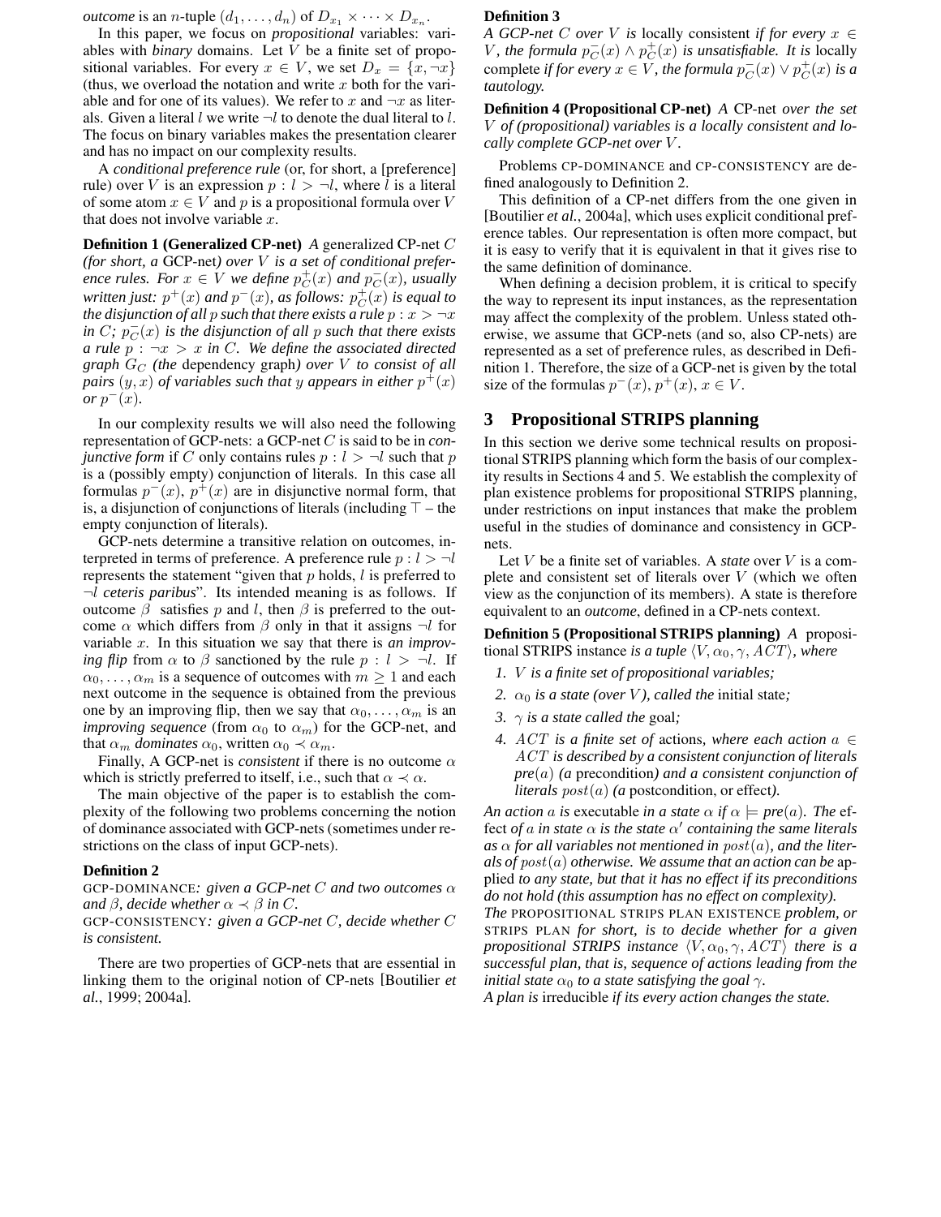*outcome* is an $n$-tuple $(d_1, \ldots, d_n)$ of $D_{x_1} \times \cdots \times D_{x_n}$.

In this paper, we focus on *propositional* variables: variables with *binary* domains. Let $V$ be a finite set of propositional variables. For every $x \in V$, we set $D_x = \{x, \neg x\}$ (thus, we overload the notation and write $x$ both for the variable and for one of its values). We refer to $x$ and $\neg x$ as literals. Given a literal $l$ we write $\neg l$ to denote the dual literal to $l$. The focus on binary variables makes the presentation clearer and has no impact on our complexity results.

A *conditional preference rule* (or, for short, a [preference] rule) over $V$ is an expression $p : l > \neg l$, where $l$ is a literal of some atom $x \in V$ and $p$ is a propositional formula over $V$ that does not involve variable $x$.

**Definition 1 (Generalized CP-net)** *A* generalized CP-net $C$ *(for short, a* GCP-net*) over* $V$ *is a set of conditional preference rules. For* $x \in V$ *we define* $p^+_C(x)$ *and* $p^-_C(x)$*, usually written just:* $p^+(x)$ *and* $p^-(x)$*, as follows:* $p^+_C(x)$ *is equal to the disjunction of all* $p$ *such that there exists a rule* $p : x > \neg x$ *in* $C$*;* $p^-_C(x)$ *is the disjunction of all* $p$ *such that there exists a rule* $p : \neg x > x$ *in* $C$*. We define the associated directed graph* $G_C$ *(the* dependency graph*) over* $V$ *to consist of all pairs* $(y, x)$ *of variables such that* $y$ *appears in either* $p^+(x)$ *or* $p^-(x)$*.*

In our complexity results we will also need the following representation of GCP-nets: a GCP-net $C$ is said to be in *conjunctive form* if $C$ only contains rules $p : l > \neg l$ such that $p$ is a (possibly empty) conjunction of literals. In this case all formulas $p^-(x)$, $p^+(x)$ are in disjunctive normal form, that is, a disjunction of conjunctions of literals (including $\top$ – the empty conjunction of literals).

GCP-nets determine a transitive relation on outcomes, interpreted in terms of preference. A preference rule $p : l > \neg l$ represents the statement "given that $p$ holds, $l$ is preferred to $\neg l$ *ceteris paribus*". Its intended meaning is as follows. If outcome $\beta$ satisfies $p$ and $l$, then $\beta$ is preferred to the outcome $\alpha$ which differs from $\beta$ only in that it assigns $\neg l$ for variable $x$. In this situation we say that there is *an improving flip* from $\alpha$ to $\beta$ sanctioned by the rule $p : l > \neg l$. If $\alpha_0, \ldots, \alpha_m$ is a sequence of outcomes with $m \geq 1$ and each next outcome in the sequence is obtained from the previous one by an improving flip, then we say that $\alpha_0, \ldots, \alpha_m$ is an *improving sequence* (from $\alpha_0$ to $\alpha_m$) for the GCP-net, and that $\alpha_m$ *dominates* $\alpha_0$, written $\alpha_0 \prec \alpha_m$.

Finally, A GCP-net is *consistent* if there is no outcome $\alpha$ which is strictly preferred to itself, i.e., such that $\alpha \prec \alpha$.

The main objective of the paper is to establish the complexity of the following two problems concerning the notion of dominance associated with GCP-nets (sometimes under restrictions on the class of input GCP-nets).

**Definition 2**

GCP-DOMINANCE*: given a GCP-net* $C$ *and two outcomes* $\alpha$ *and* $\beta$*, decide whether* $\alpha \prec \beta$ *in* $C$*.*

GCP-CONSISTENCY*: given a GCP-net* $C$*, decide whether* $C$ *is consistent.*

There are two properties of GCP-nets that are essential in linking them to the original notion of CP-nets [Boutilier *et al.*, 1999; 2004a].

**Definition 3**

*A GCP-net* $C$ *over* $V$ *is* locally consistent *if for every* $x \in V$*, the formula* $p^-_C(x) \wedge p^+_C(x)$ *is unsatisfiable. It is* locally complete *if for every* $x \in V$*, the formula* $p^-_C(x) \vee p^+_C(x)$ *is a tautology.*

**Definition 4 (Propositional CP-net)** *A* CP-net *over the set* $V$ *of (propositional) variables is a locally consistent and locally complete GCP-net over* $V$*.*

Problems CP-DOMINANCE and CP-CONSISTENCY are defined analogously to Definition 2.

This definition of a CP-net differs from the one given in [Boutilier *et al.*, 2004a], which uses explicit conditional preference tables. Our representation is often more compact, but it is easy to verify that it is equivalent in that it gives rise to the same definition of dominance.

When defining a decision problem, it is critical to specify the way to represent its input instances, as the representation may affect the complexity of the problem. Unless stated otherwise, we assume that GCP-nets (and so, also CP-nets) are represented as a set of preference rules, as described in Definition 1. Therefore, the size of a GCP-net is given by the total size of the formulas $p^-(x)$, $p^+(x)$, $x \in V$.

# 3 Propositional STRIPS planning

In this section we derive some technical results on propositional STRIPS planning which form the basis of our complexity results in Sections 4 and 5. We establish the complexity of plan existence problems for propositional STRIPS planning, under restrictions on input instances that make the problem useful in the studies of dominance and consistency in GCP-nets.

Let $V$ be a finite set of variables. A *state* over $V$ is a complete and consistent set of literals over $V$ (which we often view as the conjunction of its members). A state is therefore equivalent to an *outcome*, defined in a CP-nets context.

**Definition 5 (Propositional STRIPS planning)** *A* propositional STRIPS instance *is a tuple* $\langle V, \alpha_0, \gamma, ACT\rangle$*, where*

1. *$V$ is a finite set of propositional variables;*
2. *$\alpha_0$ is a state (over $V$), called the* initial state*;*
3. *$\gamma$ is a state called the* goal*;*
4. *$ACT$ is a finite set of* actions*, where each action $a \in ACT$ is described by a consistent conjunction of literals* $pre(a)$ *(a* precondition*) and a consistent conjunction of literals* $post(a)$ *(a* postcondition, or effect*).*

*An action* $a$ *is* executable *in a state* $\alpha$ *if* $\alpha \models pre(a)$*. The* effect *of* $a$ *in state* $\alpha$ *is the state* $\alpha'$ *containing the same literals as* $\alpha$ *for all variables not mentioned in* $post(a)$*, and the literals of* $post(a)$ *otherwise. We assume that an action can be* applied *to any state, but that it has no effect if its preconditions do not hold (this assumption has no effect on complexity).*

*The* PROPOSITIONAL STRIPS PLAN EXISTENCE *problem, or* STRIPS PLAN *for short, is to decide whether for a given propositional STRIPS instance* $\langle V, \alpha_0, \gamma, ACT\rangle$ *there is a successful plan, that is, sequence of actions leading from the initial state* $\alpha_0$ *to a state satisfying the goal* $\gamma$*.*

*A plan is* irreducible *if its every action changes the state.*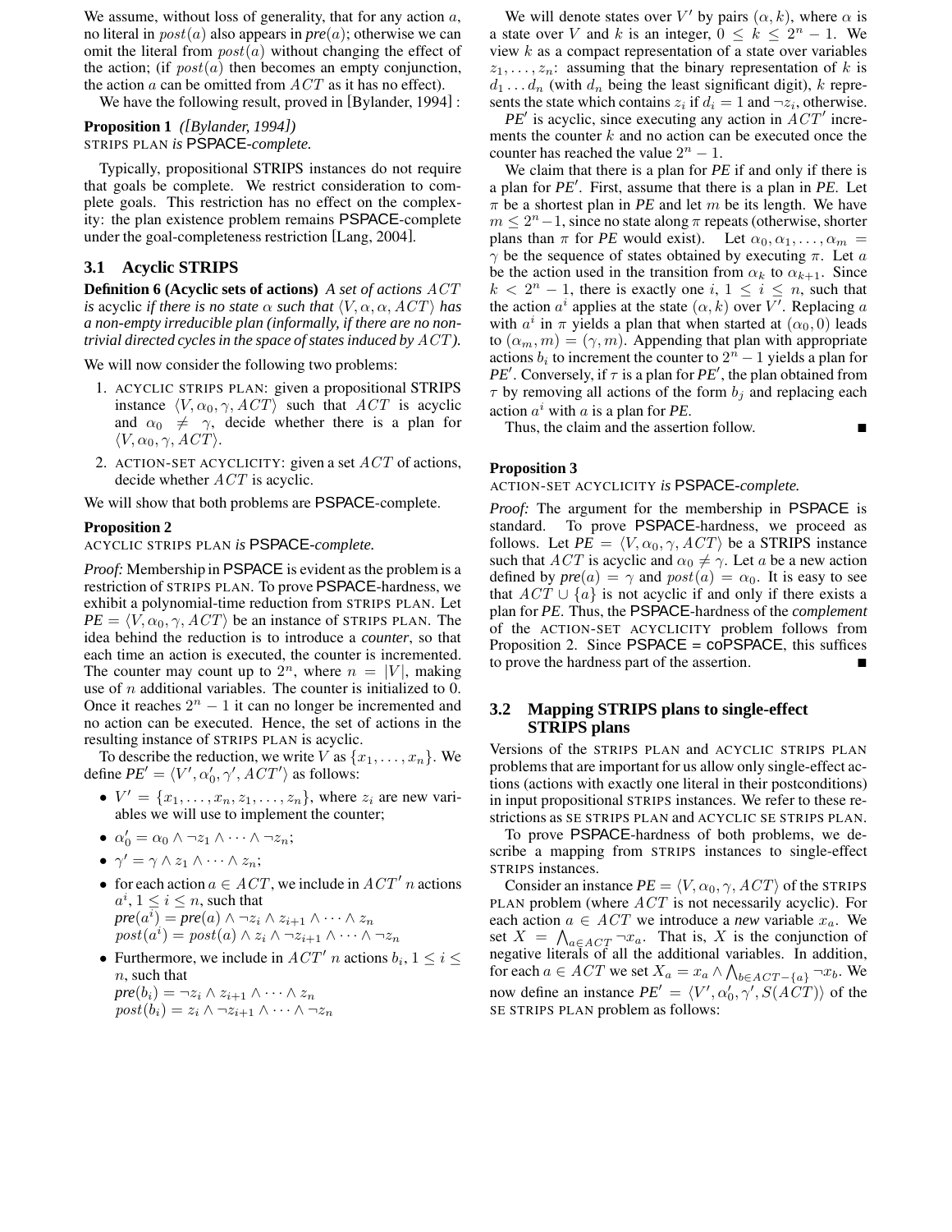We assume, without loss of generality, that for any action $a$, no literal in $post(a)$ also appears in *pre*($a$); otherwise we can omit the literal from $post(a)$ without changing the effect of the action; (if $post(a)$ then becomes an empty conjunction, the action $a$ can be omitted from $ACT$ as it has no effect).

We have the following result, proved in [Bylander, 1994] :

**Proposition 1** *([Bylander, 1994])*
STRIPS PLAN *is* PSPACE*-complete.*

Typically, propositional STRIPS instances do not require that goals be complete. We restrict consideration to complete goals. This restriction has no effect on the complexity: the plan existence problem remains PSPACE-complete under the goal-completeness restriction [Lang, 2004].

### 3.1 Acyclic STRIPS

**Definition 6 (Acyclic sets of actions)** *A set of actions $ACT$ is* acyclic *if there is no state $\alpha$ such that $\langle V, \alpha, \alpha, ACT\rangle$ has a non-empty irreducible plan (informally, if there are no non-trivial directed cycles in the space of states induced by $ACT$).*

We will now consider the following two problems:

1. ACYCLIC STRIPS PLAN: given a propositional STRIPS instance $\langle V, \alpha_0, \gamma, ACT\rangle$ such that $ACT$ is acyclic and $\alpha_0 \neq \gamma$, decide whether there is a plan for $\langle V, \alpha_0, \gamma, ACT\rangle$.
2. ACTION-SET ACYCLICITY: given a set $ACT$ of actions, decide whether $ACT$ is acyclic.

We will show that both problems are PSPACE-complete.

**Proposition 2**
ACYCLIC STRIPS PLAN *is* PSPACE*-complete.*

*Proof:* Membership in PSPACE is evident as the problem is a restriction of STRIPS PLAN. To prove PSPACE-hardness, we exhibit a polynomial-time reduction from STRIPS PLAN. Let *PE* $= \langle V, \alpha_0, \gamma, ACT\rangle$ be an instance of STRIPS PLAN. The idea behind the reduction is to introduce a *counter*, so that each time an action is executed, the counter is incremented. The counter may count up to $2^n$, where $n = |V|$, making use of $n$ additional variables. The counter is initialized to 0. Once it reaches $2^n - 1$ it can no longer be incremented and no action can be executed. Hence, the set of actions in the resulting instance of STRIPS PLAN is acyclic.

To describe the reduction, we write $V$ as $\{x_1, \ldots, x_n\}$. We define *PE*$' = \langle V', \alpha_0', \gamma', ACT'\rangle$ as follows:

- $V' = \{x_1, \ldots, x_n, z_1, \ldots, z_n\}$, where $z_i$ are new variables we will use to implement the counter;
- $\alpha_0' = \alpha_0 \wedge \neg z_1 \wedge \cdots \wedge \neg z_n$;
- $\gamma' = \gamma \wedge z_1 \wedge \cdots \wedge z_n$;
- for each action $a \in ACT$, we include in $ACT'$ $n$ actions $a^i$, $1 \leq i \leq n$, such that
  *pre*$(a^i) =$ *pre*$(a) \wedge \neg z_i \wedge z_{i+1} \wedge \cdots \wedge z_n$
  $post(a^i) = post(a) \wedge z_i \wedge \neg z_{i+1} \wedge \cdots \wedge \neg z_n$
- Furthermore, we include in $ACT'$ $n$ actions $b_i$, $1 \leq i \leq n$, such that
  *pre*$(b_i) = \neg z_i \wedge z_{i+1} \wedge \cdots \wedge z_n$
  $post(b_i) = z_i \wedge \neg z_{i+1} \wedge \cdots \wedge \neg z_n$

We will denote states over $V'$ by pairs $(\alpha, k)$, where $\alpha$ is a state over $V$ and $k$ is an integer, $0 \leq k \leq 2^n - 1$. We view $k$ as a compact representation of a state over variables $z_1, \ldots, z_n$: assuming that the binary representation of $k$ is $d_1 \ldots d_n$ (with $d_n$ being the least significant digit), $k$ represents the state which contains $z_i$ if $d_i = 1$ and $\neg z_i$, otherwise.

*PE*$'$ is acyclic, since executing any action in $ACT'$ increments the counter $k$ and no action can be executed once the counter has reached the value $2^n - 1$.

We claim that there is a plan for *PE* if and only if there is a plan for *PE*$'$. First, assume that there is a plan in *PE*. Let $\pi$ be a shortest plan in *PE* and let $m$ be its length. We have $m \leq 2^n - 1$, since no state along $\pi$ repeats (otherwise, shorter plans than $\pi$ for *PE* would exist). Let $\alpha_0, \alpha_1, \ldots, \alpha_m = \gamma$ be the sequence of states obtained by executing $\pi$. Let $a$ be the action used in the transition from $\alpha_k$ to $\alpha_{k+1}$. Since $k < 2^n - 1$, there is exactly one $i$, $1 \leq i \leq n$, such that the action $a^i$ applies at the state $(\alpha, k)$ over $V'$. Replacing $a$ with $a^i$ in $\pi$ yields a plan that when started at $(\alpha_0, 0)$ leads to $(\alpha_m, m) = (\gamma, m)$. Appending that plan with appropriate actions $b_i$ to increment the counter to $2^n - 1$ yields a plan for *PE*$'$. Conversely, if $\tau$ is a plan for *PE*$'$, the plan obtained from $\tau$ by removing all actions of the form $b_j$ and replacing each action $a^i$ with $a$ is a plan for *PE*.

Thus, the claim and the assertion follow. ■

**Proposition 3**
ACTION-SET ACYCLICITY *is* PSPACE*-complete.*

*Proof:* The argument for the membership in PSPACE is standard. To prove PSPACE-hardness, we proceed as follows. Let *PE* $= \langle V, \alpha_0, \gamma, ACT\rangle$ be a STRIPS instance such that $ACT$ is acyclic and $\alpha_0 \neq \gamma$. Let $a$ be a new action defined by *pre*$(a) = \gamma$ and $post(a) = \alpha_0$. It is easy to see that $ACT \cup \{a\}$ is not acyclic if and only if there exists a plan for *PE*. Thus, the PSPACE-hardness of the *complement* of the ACTION-SET ACYCLICITY problem follows from Proposition 2. Since PSPACE = coPSPACE, this suffices to prove the hardness part of the assertion. ■

### 3.2 Mapping STRIPS plans to single-effect STRIPS plans

Versions of the STRIPS PLAN and ACYCLIC STRIPS PLAN problems that are important for us allow only single-effect actions (actions with exactly one literal in their postconditions) in input propositional STRIPS instances. We refer to these restrictions as SE STRIPS PLAN and ACYCLIC SE STRIPS PLAN.

To prove PSPACE-hardness of both problems, we describe a mapping from STRIPS instances to single-effect STRIPS instances.

Consider an instance *PE* $= \langle V, \alpha_0, \gamma, ACT\rangle$ of the STRIPS PLAN problem (where $ACT$ is not necessarily acyclic). For each action $a \in ACT$ we introduce a *new* variable $x_a$. We set $X = \bigwedge_{a \in ACT} \neg x_a$. That is, $X$ is the conjunction of negative literals of all the additional variables. In addition, for each $a \in ACT$ we set $X_a = x_a \wedge \bigwedge_{b \in ACT - \{a\}} \neg x_b$. We now define an instance *PE*$' = \langle V', \alpha_0', \gamma', S(ACT)\rangle$ of the SE STRIPS PLAN problem as follows: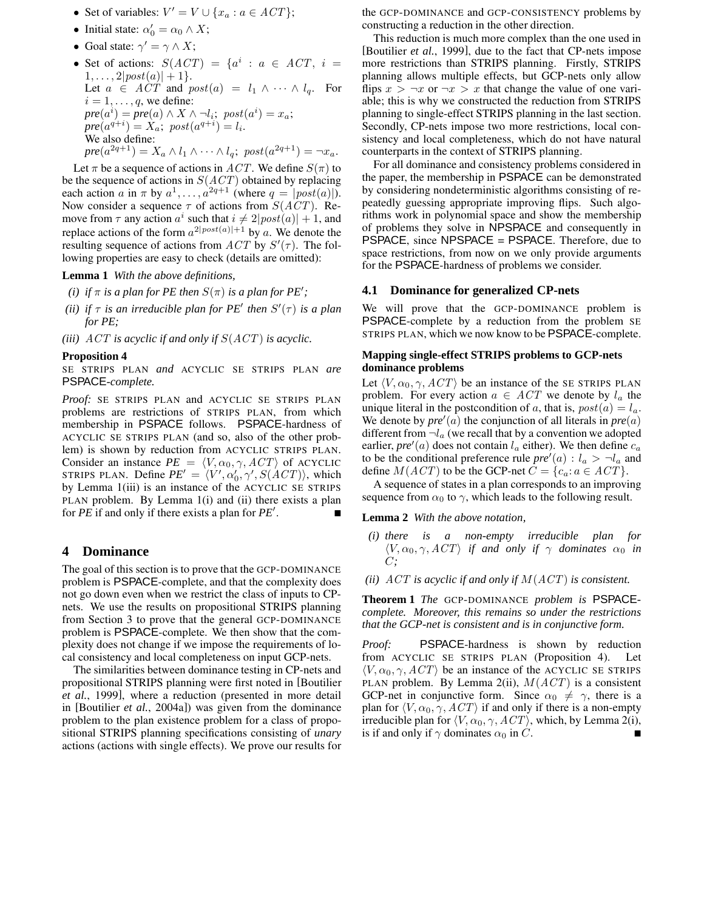- Set of variables: $V' = V \cup \{x_a : a \in ACT\}$;
- Initial state: $\alpha_0' = \alpha_0 \wedge X$;
- Goal state: $\gamma' = \gamma \wedge X$;
- Set of actions: $S(ACT) = \{a^i : a \in ACT,\ i = 1, \ldots, 2|post(a)| + 1\}$.
  Let $a \in ACT$ and $post(a) = l_1 \wedge \cdots \wedge l_q$. For $i = 1, \ldots, q$, we define:
  $pre(a^i) = pre(a) \wedge X \wedge \neg l_i;\ post(a^i) = x_a$;
  $pre(a^{q+i}) = X_a;\ post(a^{q+i}) = l_i$.
  We also define:
  $pre(a^{2q+1}) = X_a \wedge l_1 \wedge \cdots \wedge l_q;\ post(a^{2q+1}) = \neg x_a$.

Let $\pi$ be a sequence of actions in $ACT$. We define $S(\pi)$ to be the sequence of actions in $S(ACT)$ obtained by replacing each action $a$ in $\pi$ by $a^1, \ldots, a^{2q+1}$ (where $q = |post(a)|$). Now consider a sequence $\tau$ of actions from $S(ACT)$. Remove from $\tau$ any action $a^i$ such that $i \neq 2|post(a)| + 1$, and replace actions of the form $a^{2|post(a)|+1}$ by $a$. We denote the resulting sequence of actions from $ACT$ by $S'(\tau)$. The following properties are easy to check (details are omitted):

**Lemma 1** *With the above definitions,*

*(i) if $\pi$ is a plan for PE then $S(\pi)$ is a plan for PE$'$;*

*(ii) if $\tau$ is an irreducible plan for PE$'$ then $S'(\tau)$ is a plan for PE;*

*(iii) $ACT$ is acyclic if and only if $S(ACT)$ is acyclic.*

**Proposition 4**
SE STRIPS PLAN *and* ACYCLIC SE STRIPS PLAN *are* PSPACE*-complete.*

*Proof:* SE STRIPS PLAN and ACYCLIC SE STRIPS PLAN problems are restrictions of STRIPS PLAN, from which membership in PSPACE follows. PSPACE-hardness of ACYCLIC SE STRIPS PLAN (and so, also of the other problem) is shown by reduction from ACYCLIC STRIPS PLAN. Consider an instance $PE = \langle V, \alpha_0, \gamma, ACT\rangle$ of ACYCLIC STRIPS PLAN. Define $PE' = \langle V', \alpha_0', \gamma', S(ACT)\rangle$, which by Lemma 1(iii) is an instance of the ACYCLIC SE STRIPS PLAN problem. By Lemma 1(i) and (ii) there exists a plan for $PE$ if and only if there exists a plan for $PE'$. ■

# 4 Dominance

The goal of this section is to prove that the GCP-DOMINANCE problem is PSPACE-complete, and that the complexity does not go down even when we restrict the class of inputs to CP-nets. We use the results on propositional STRIPS planning from Section 3 to prove that the general GCP-DOMINANCE problem is PSPACE-complete. We then show that the complexity does not change if we impose the requirements of local consistency and local completeness on input GCP-nets.

The similarities between dominance testing in CP-nets and propositional STRIPS planning were first noted in [Boutilier *et al.*, 1999], where a reduction (presented in more detail in [Boutilier *et al.*, 2004a]) was given from the dominance problem to the plan existence problem for a class of propositional STRIPS planning specifications consisting of *unary* actions (actions with single effects). We prove our results for the GCP-DOMINANCE and GCP-CONSISTENCY problems by constructing a reduction in the other direction.

This reduction is much more complex than the one used in [Boutilier *et al.*, 1999], due to the fact that CP-nets impose more restrictions than STRIPS planning. Firstly, STRIPS planning allows multiple effects, but GCP-nets only allow flips $x > \neg x$ or $\neg x > x$ that change the value of one variable; this is why we constructed the reduction from STRIPS planning to single-effect STRIPS planning in the last section. Secondly, CP-nets impose two more restrictions, local consistency and local completeness, which do not have natural counterparts in the context of STRIPS planning.

For all dominance and consistency problems considered in the paper, the membership in PSPACE can be demonstrated by considering nondeterministic algorithms consisting of repeatedly guessing appropriate improving flips. Such algorithms work in polynomial space and show the membership of problems they solve in NPSPACE and consequently in PSPACE, since NPSPACE = PSPACE. Therefore, due to space restrictions, from now on we only provide arguments for the PSPACE-hardness of problems we consider.

## 4.1 Dominance for generalized CP-nets

We will prove that the GCP-DOMINANCE problem is PSPACE-complete by a reduction from the problem SE STRIPS PLAN, which we now know to be PSPACE-complete.

**Mapping single-effect STRIPS problems to GCP-nets dominance problems**

Let $\langle V, \alpha_0, \gamma, ACT\rangle$ be an instance of the SE STRIPS PLAN problem. For every action $a \in ACT$ we denote by $l_a$ the unique literal in the postcondition of $a$, that is, $post(a) = l_a$. We denote by $pre'(a)$ the conjunction of all literals in $pre(a)$ different from $\neg l_a$ (we recall that by a convention we adopted earlier, $pre'(a)$ does not contain $l_a$ either). We then define $c_a$ to be the conditional preference rule $pre'(a) : l_a > \neg l_a$ and define $M(ACT)$ to be the GCP-net $C = \{c_a : a \in ACT\}$.

A sequence of states in a plan corresponds to an improving sequence from $\alpha_0$ to $\gamma$, which leads to the following result.

**Lemma 2** *With the above notation,*

*(i) there is a non-empty irreducible plan for $\langle V, \alpha_0, \gamma, ACT\rangle$ if and only if $\gamma$ dominates $\alpha_0$ in $C$;*

*(ii) $ACT$ is acyclic if and only if $M(ACT)$ is consistent.*

**Theorem 1** *The* GCP-DOMINANCE *problem is* PSPACE*-complete. Moreover, this remains so under the restrictions that the GCP-net is consistent and is in conjunctive form.*

*Proof:* PSPACE-hardness is shown by reduction from ACYCLIC SE STRIPS PLAN (Proposition 4). Let $\langle V, \alpha_0, \gamma, ACT\rangle$ be an instance of the ACYCLIC SE STRIPS PLAN problem. By Lemma 2(ii), $M(ACT)$ is a consistent GCP-net in conjunctive form. Since $\alpha_0 \neq \gamma$, there is a plan for $\langle V, \alpha_0, \gamma, ACT\rangle$ if and only if there is a non-empty irreducible plan for $\langle V, \alpha_0, \gamma, ACT\rangle$, which, by Lemma 2(i), is if and only if $\gamma$ dominates $\alpha_0$ in $C$. ■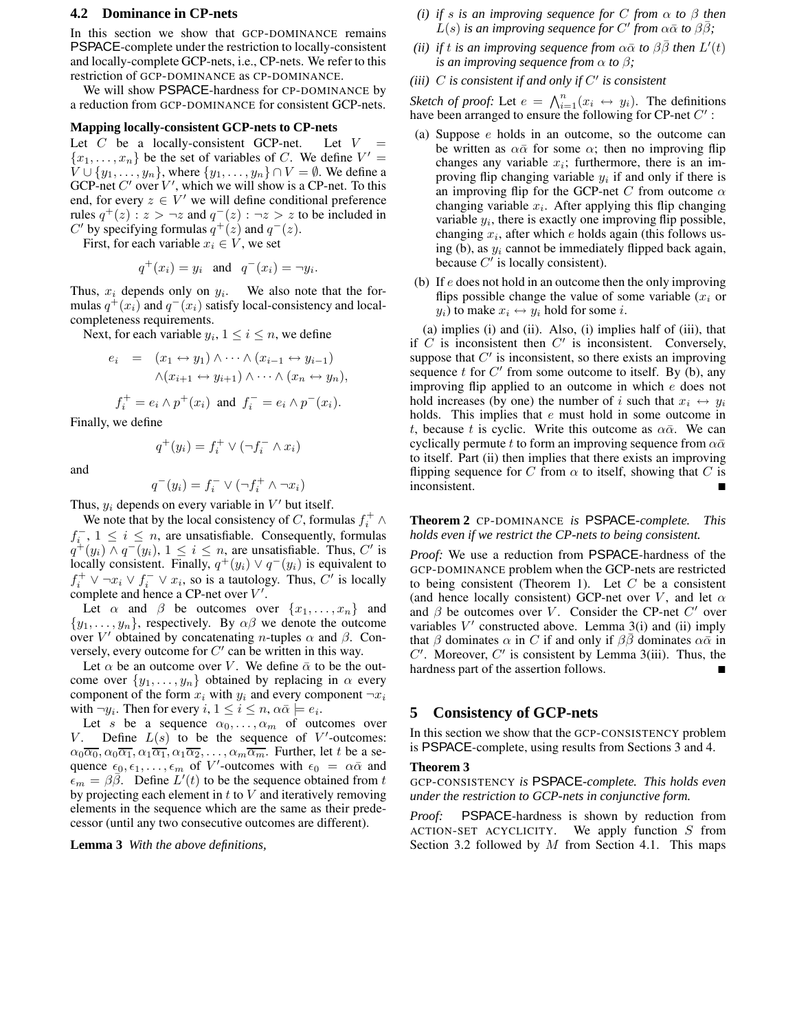## 4.2 Dominance in CP-nets

In this section we show that GCP-DOMINANCE remains PSPACE-complete under the restriction to locally-consistent and locally-complete GCP-nets, i.e., CP-nets. We refer to this restriction of GCP-DOMINANCE as CP-DOMINANCE.

We will show PSPACE-hardness for CP-DOMINANCE by a reduction from GCP-DOMINANCE for consistent GCP-nets.

**Mapping locally-consistent GCP-nets to CP-nets**

Let $C$ be a locally-consistent GCP-net. Let $V = \{x_1, \ldots, x_n\}$ be the set of variables of $C$. We define $V' = V \cup \{y_1, \ldots, y_n\}$, where $\{y_1, \ldots, y_n\} \cap V = \emptyset$. We define a GCP-net $C'$ over $V'$, which we will show is a CP-net. To this end, for every $z \in V'$ we will define conditional preference rules $q^+(z) : z > \neg z$ and $q^-(z) : \neg z > z$ to be included in $C'$ by specifying formulas $q^+(z)$ and $q^-(z)$.

First, for each variable $x_i \in V$, we set

$$q^+(x_i) = y_i \quad \text{and} \quad q^-(x_i) = \neg y_i.$$

Thus, $x_i$ depends only on $y_i$. We also note that the formulas $q^+(x_i)$ and $q^-(x_i)$ satisfy local-consistency and local-completeness requirements.

Next, for each variable $y_i$, $1 \le i \le n$, we define

$$\begin{aligned} e_i &= (x_1 \leftrightarrow y_1) \wedge \cdots \wedge (x_{i-1} \leftrightarrow y_{i-1}) \\ &\quad \wedge (x_{i+1} \leftrightarrow y_{i+1}) \wedge \cdots \wedge (x_n \leftrightarrow y_n), \end{aligned}$$

$$f_i^+ = e_i \wedge p^+(x_i) \ \text{ and } \ f_i^- = e_i \wedge p^-(x_i).$$

Finally, we define

$$q^+(y_i) = f_i^+ \vee (\neg f_i^- \wedge x_i)$$

and

$$q^-(y_i) = f_i^- \vee (\neg f_i^+ \wedge \neg x_i)$$

Thus, $y_i$ depends on every variable in $V'$ but itself.

We note that by the local consistency of $C$, formulas $f_i^+ \wedge f_i^-$, $1 \le i \le n$, are unsatisfiable. Consequently, formulas $q^+(y_i) \wedge q^-(y_i)$, $1 \le i \le n$, are unsatisfiable. Thus, $C'$ is locally consistent. Finally, $q^+(y_i) \vee q^-(y_i)$ is equivalent to $f_i^+ \vee \neg x_i \vee f_i^- \vee x_i$, so is a tautology. Thus, $C'$ is locally complete and hence a CP-net over $V'$.

Let $\alpha$ and $\beta$ be outcomes over $\{x_1, \ldots, x_n\}$ and $\{y_1, \ldots, y_n\}$, respectively. By $\alpha\beta$ we denote the outcome over $V'$ obtained by concatenating $n$-tuples $\alpha$ and $\beta$. Conversely, every outcome for $C'$ can be written in this way.

Let $\alpha$ be an outcome over $V$. We define $\bar{\alpha}$ to be the outcome over $\{y_1, \ldots, y_n\}$ obtained by replacing in $\alpha$ every component of the form $x_i$ with $y_i$ and every component $\neg x_i$ with $\neg y_i$. Then for every $i$, $1 \le i \le n$, $\alpha\bar{\alpha} \models e_i$.

Let $s$ be a sequence $\alpha_0, \ldots, \alpha_m$ of outcomes over $V$. Define $L(s)$ to be the sequence of $V'$-outcomes: $\alpha_0\overline{\alpha_0}, \alpha_0\overline{\alpha_1}, \alpha_1\overline{\alpha_1}, \alpha_1\overline{\alpha_2}, \ldots, \alpha_m\overline{\alpha_m}$. Further, let $t$ be a sequence $\epsilon_0, \epsilon_1, \ldots, \epsilon_m$ of $V'$-outcomes with $\epsilon_0 = \alpha\bar{\alpha}$ and $\epsilon_m = \beta\bar{\beta}$. Define $L'(t)$ to be the sequence obtained from $t$ by projecting each element in $t$ to $V$ and iteratively removing elements in the sequence which are the same as their predecessor (until any two consecutive outcomes are different).

**Lemma 3** *With the above definitions,*

*(i) if $s$ is an improving sequence for $C$ from $\alpha$ to $\beta$ then $L(s)$ is an improving sequence for $C'$ from $\alpha\bar{\alpha}$ to $\beta\bar{\beta}$;*

*(ii) if $t$ is an improving sequence from $\alpha\bar{\alpha}$ to $\beta\bar{\beta}$ then $L'(t)$ is an improving sequence from $\alpha$ to $\beta$;*

*(iii) $C$ is consistent if and only if $C'$ is consistent*

*Sketch of proof:* Let $e = \bigwedge_{i=1}^{n}(x_i \leftrightarrow y_i)$. The definitions have been arranged to ensure the following for CP-net $C'$ :

(a) Suppose $e$ holds in an outcome, so the outcome can be written as $\alpha\bar{\alpha}$ for some $\alpha$; then no improving flip changes any variable $x_i$; furthermore, there is an improving flip changing variable $y_i$ if and only if there is an improving flip for the GCP-net $C$ from outcome $\alpha$ changing variable $x_i$. After applying this flip changing variable $y_i$, there is exactly one improving flip possible, changing $x_i$, after which $e$ holds again (this follows using (b), as $y_i$ cannot be immediately flipped back again, because $C'$ is locally consistent).

(b) If $e$ does not hold in an outcome then the only improving flips possible change the value of some variable ($x_i$ or $y_i$) to make $x_i \leftrightarrow y_i$ hold for some $i$.

(a) implies (i) and (ii). Also, (i) implies half of (iii), that if $C$ is inconsistent then $C'$ is inconsistent. Conversely, suppose that $C'$ is inconsistent, so there exists an improving sequence $t$ for $C'$ from some outcome to itself. By (b), any improving flip applied to an outcome in which $e$ does not hold increases (by one) the number of $i$ such that $x_i \leftrightarrow y_i$ holds. This implies that $e$ must hold in some outcome in $t$, because $t$ is cyclic. Write this outcome as $\alpha\bar{\alpha}$. We can cyclically permute $t$ to form an improving sequence from $\alpha\bar{\alpha}$ to itself. Part (ii) then implies that there exists an improving flipping sequence for $C$ from $\alpha$ to itself, showing that $C$ is inconsistent. ∎

**Theorem 2** CP-DOMINANCE *is* PSPACE*-complete. This holds even if we restrict the CP-nets to being consistent.*

*Proof:* We use a reduction from PSPACE-hardness of the GCP-DOMINANCE problem when the GCP-nets are restricted to being consistent (Theorem 1). Let $C$ be a consistent (and hence locally consistent) GCP-net over $V$, and let $\alpha$ and $\beta$ be outcomes over $V$. Consider the CP-net $C'$ over variables $V'$ constructed above. Lemma 3(i) and (ii) imply that $\beta$ dominates $\alpha$ in $C$ if and only if $\beta\bar{\beta}$ dominates $\alpha\bar{\alpha}$ in $C'$. Moreover, $C'$ is consistent by Lemma 3(iii). Thus, the hardness part of the assertion follows. ∎

## 5 Consistency of GCP-nets

In this section we show that the GCP-CONSISTENCY problem is PSPACE-complete, using results from Sections 3 and 4.

**Theorem 3**

GCP-CONSISTENCY *is* PSPACE*-complete. This holds even under the restriction to GCP-nets in conjunctive form.*

*Proof:* PSPACE-hardness is shown by reduction from ACTION-SET ACYCLICITY. We apply function $S$ from Section 3.2 followed by $M$ from Section 4.1. This maps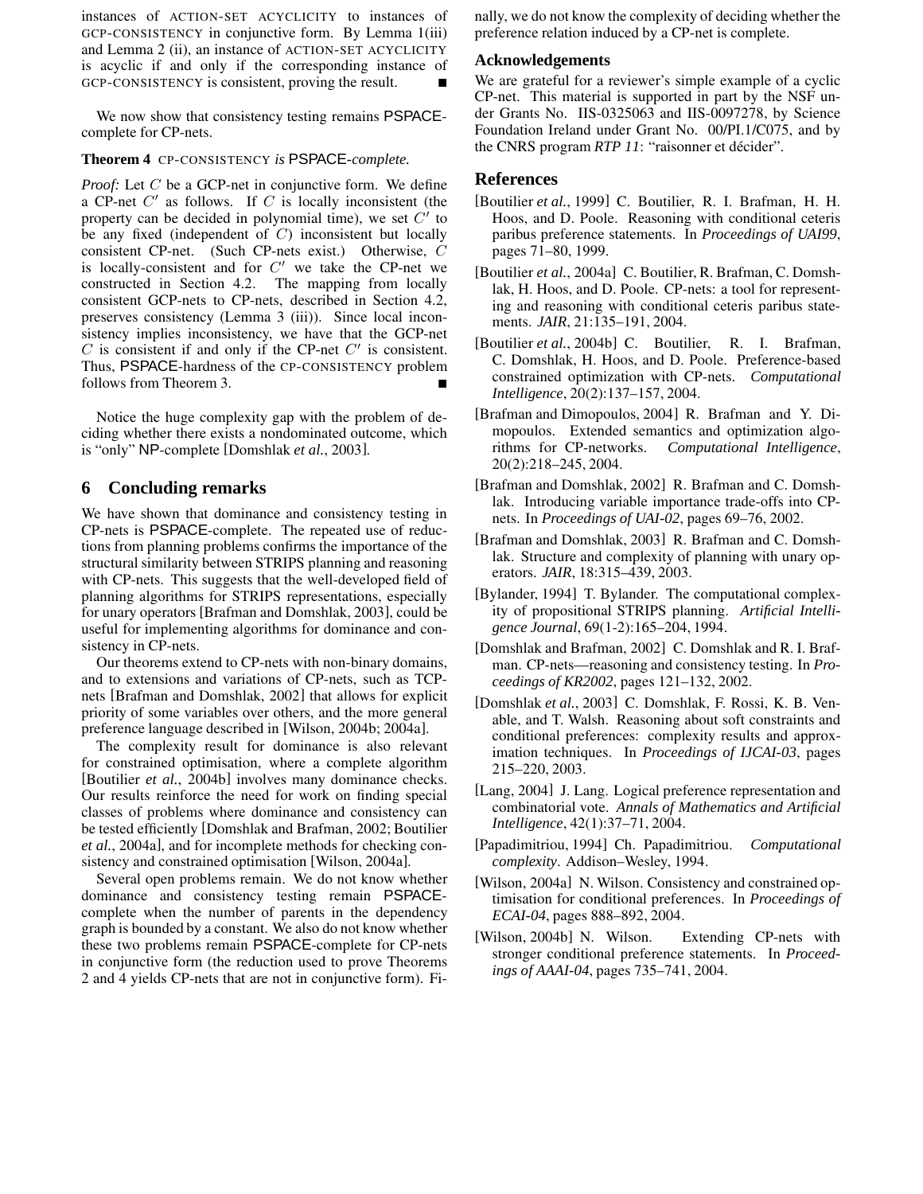instances of ACTION-SET ACYCLICITY to instances of GCP-CONSISTENCY in conjunctive form. By Lemma 1(iii) and Lemma 2 (ii), an instance of ACTION-SET ACYCLICITY is acyclic if and only if the corresponding instance of GCP-CONSISTENCY is consistent, proving the result. ∎

We now show that consistency testing remains PSPACE-complete for CP-nets.

**Theorem 4** CP-CONSISTENCY *is* PSPACE*-complete.*

*Proof:* Let $C$ be a GCP-net in conjunctive form. We define a CP-net $C'$ as follows. If $C$ is locally inconsistent (the property can be decided in polynomial time), we set $C'$ to be any fixed (independent of $C$) inconsistent but locally consistent CP-net. (Such CP-nets exist.) Otherwise, $C$ is locally-consistent and for $C'$ we take the CP-net we constructed in Section 4.2. The mapping from locally consistent GCP-nets to CP-nets, described in Section 4.2, preserves consistency (Lemma 3 (iii)). Since local inconsistency implies inconsistency, we have that the GCP-net $C$ is consistent if and only if the CP-net $C'$ is consistent. Thus, PSPACE-hardness of the CP-CONSISTENCY problem follows from Theorem 3. ∎

Notice the huge complexity gap with the problem of deciding whether there exists a nondominated outcome, which is "only" NP-complete [Domshlak *et al.*, 2003].

## 6 Concluding remarks

We have shown that dominance and consistency testing in CP-nets is PSPACE-complete. The repeated use of reductions from planning problems confirms the importance of the structural similarity between STRIPS planning and reasoning with CP-nets. This suggests that the well-developed field of planning algorithms for STRIPS representations, especially for unary operators [Brafman and Domshlak, 2003], could be useful for implementing algorithms for dominance and consistency in CP-nets.

Our theorems extend to CP-nets with non-binary domains, and to extensions and variations of CP-nets, such as TCP-nets [Brafman and Domshlak, 2002] that allows for explicit priority of some variables over others, and the more general preference language described in [Wilson, 2004b; 2004a].

The complexity result for dominance is also relevant for constrained optimisation, where a complete algorithm [Boutilier *et al.*, 2004b] involves many dominance checks. Our results reinforce the need for work on finding special classes of problems where dominance and consistency can be tested efficiently [Domshlak and Brafman, 2002; Boutilier *et al.*, 2004a], and for incomplete methods for checking consistency and constrained optimisation [Wilson, 2004a].

Several open problems remain. We do not know whether dominance and consistency testing remain PSPACE-complete when the number of parents in the dependency graph is bounded by a constant. We also do not know whether these two problems remain PSPACE-complete for CP-nets in conjunctive form (the reduction used to prove Theorems 2 and 4 yields CP-nets that are not in conjunctive form). Finally, we do not know the complexity of deciding whether the preference relation induced by a CP-net is complete.

### Acknowledgements

We are grateful for a reviewer's simple example of a cyclic CP-net. This material is supported in part by the NSF under Grants No. IIS-0325063 and IIS-0097278, by Science Foundation Ireland under Grant No. 00/PI.1/C075, and by the CNRS program *RTP 11*: "raisonner et décider".

## References

[Boutilier *et al.*, 1999] C. Boutilier, R. I. Brafman, H. H. Hoos, and D. Poole. Reasoning with conditional ceteris paribus preference statements. In *Proceedings of UAI99*, pages 71–80, 1999.

[Boutilier *et al.*, 2004a] C. Boutilier, R. Brafman, C. Domshlak, H. Hoos, and D. Poole. CP-nets: a tool for representing and reasoning with conditional ceteris paribus statements. *JAIR*, 21:135–191, 2004.

[Boutilier *et al.*, 2004b] C. Boutilier, R. I. Brafman, C. Domshlak, H. Hoos, and D. Poole. Preference-based constrained optimization with CP-nets. *Computational Intelligence*, 20(2):137–157, 2004.

[Brafman and Dimopoulos, 2004] R. Brafman and Y. Dimopoulos. Extended semantics and optimization algorithms for CP-networks. *Computational Intelligence*, 20(2):218–245, 2004.

[Brafman and Domshlak, 2002] R. Brafman and C. Domshlak. Introducing variable importance trade-offs into CP-nets. In *Proceedings of UAI-02*, pages 69–76, 2002.

[Brafman and Domshlak, 2003] R. Brafman and C. Domshlak. Structure and complexity of planning with unary operators. *JAIR*, 18:315–439, 2003.

[Bylander, 1994] T. Bylander. The computational complexity of propositional STRIPS planning. *Artificial Intelligence Journal*, 69(1-2):165–204, 1994.

[Domshlak and Brafman, 2002] C. Domshlak and R. I. Brafman. CP-nets—reasoning and consistency testing. In *Proceedings of KR2002*, pages 121–132, 2002.

[Domshlak *et al.*, 2003] C. Domshlak, F. Rossi, K. B. Venable, and T. Walsh. Reasoning about soft constraints and conditional preferences: complexity results and approximation techniques. In *Proceedings of IJCAI-03*, pages 215–220, 2003.

[Lang, 2004] J. Lang. Logical preference representation and combinatorial vote. *Annals of Mathematics and Artificial Intelligence*, 42(1):37–71, 2004.

[Papadimitriou, 1994] Ch. Papadimitriou. *Computational complexity*. Addison–Wesley, 1994.

[Wilson, 2004a] N. Wilson. Consistency and constrained optimisation for conditional preferences. In *Proceedings of ECAI-04*, pages 888–892, 2004.

[Wilson, 2004b] N. Wilson. Extending CP-nets with stronger conditional preference statements. In *Proceedings of AAAI-04*, pages 735–741, 2004.